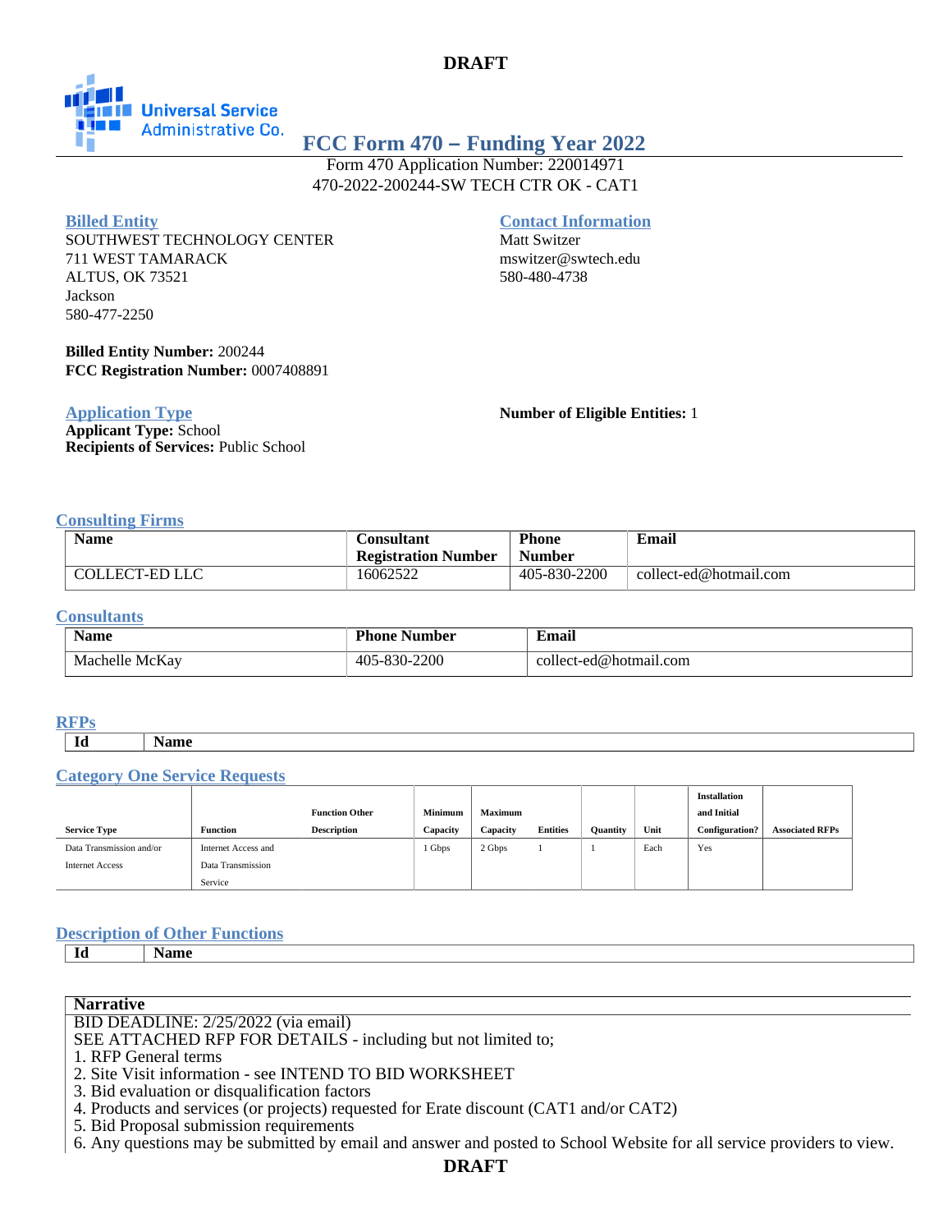**DRAFT**

Universal Service Administrative Co.

# FCC Form 470 – Funding Year 2022

Form 470 Application Number: 220014971
470-2022-200244-SW TECH CTR OK - CAT1

## Billed Entity

SOUTHWEST TECHNOLOGY CENTER
711 WEST TAMARACK
ALTUS, OK 73521
Jackson
580-477-2250

**Billed Entity Number:** 200244
**FCC Registration Number:** 0007408891

## Contact Information

Matt Switzer
mswitzer@swtech.edu
580-480-4738

## Application Type

**Applicant Type:** School
**Recipients of Services:** Public School

**Number of Eligible Entities:** 1

## Consulting Firms

| Name | Consultant Registration Number | Phone Number | Email |
|---|---|---|---|
| COLLECT-ED LLC | 16062522 | 405-830-2200 | collect-ed@hotmail.com |

## Consultants

| Name | Phone Number | Email |
|---|---|---|
| Machelle McKay | 405-830-2200 | collect-ed@hotmail.com |

## RFPs

| Id | Name |
|---|---|

## Category One Service Requests

| Service Type | Function | Function Other Description | Minimum Capacity | Maximum Capacity | Entities | Quantity | Unit | Installation and Initial Configuration? | Associated RFPs |
|---|---|---|---|---|---|---|---|---|---|
| Data Transmission and/or Internet Access | Internet Access and Data Transmission Service | | 1 Gbps | 2 Gbps | 1 | 1 | Each | Yes | |

## Description of Other Functions

| Id | Name |
|---|---|

**Narrative**

BID DEADLINE: 2/25/2022 (via email)
SEE ATTACHED RFP FOR DETAILS - including but not limited to;
1. RFP General terms
2. Site Visit information - see INTEND TO BID WORKSHEET
3. Bid evaluation or disqualification factors
4. Products and services (or projects) requested for Erate discount (CAT1 and/or CAT2)
5. Bid Proposal submission requirements
6. Any questions may be submitted by email and answer and posted to School Website for all service providers to view.

**DRAFT**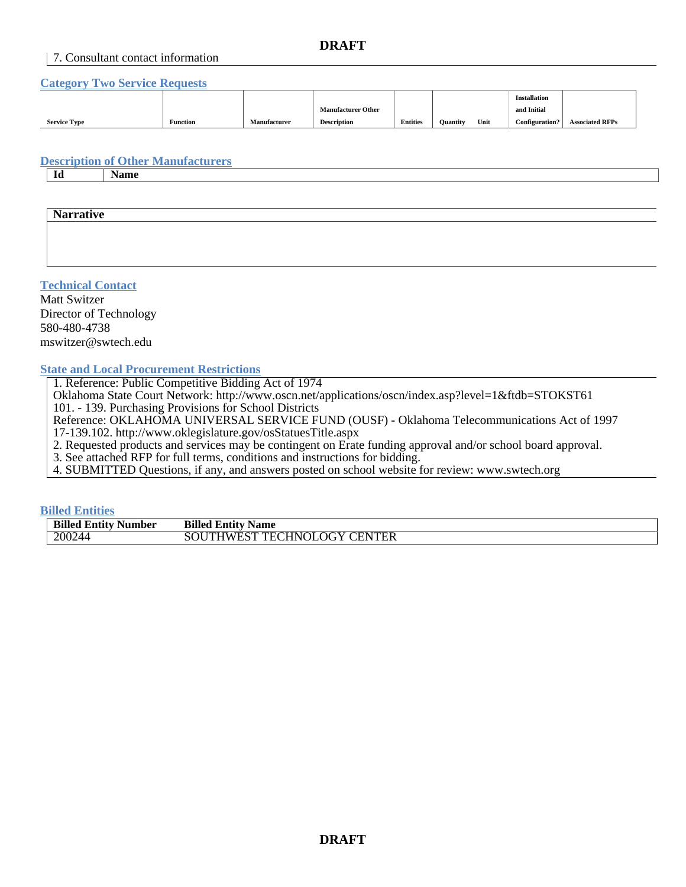7. Consultant contact information

## Category Two Service Requests

| Service Type | Function | Manufacturer | Manufacturer Other Description | Entities | Quantity | Unit | Installation and Initial Configuration? | Associated RFPs |
|---|---|---|---|---|---|---|---|---|

## Description of Other Manufacturers

| Id | Name |
|---|---|

| Narrative |
|---|
| |

## Technical Contact

Matt Switzer
Director of Technology
580-480-4738
mswitzer@swtech.edu

## State and Local Procurement Restrictions

1. Reference: Public Competitive Bidding Act of 1974
Oklahoma State Court Network: http://www.oscn.net/applications/oscn/index.asp?level=1&ftdb=STOKST61
101. - 139. Purchasing Provisions for School Districts
Reference: OKLAHOMA UNIVERSAL SERVICE FUND (OUSF) - Oklahoma Telecommunications Act of 1997
17-139.102. http://www.oklegislature.gov/osStatuesTitle.aspx
2. Requested products and services may be contingent on Erate funding approval and/or school board approval.
3. See attached RFP for full terms, conditions and instructions for bidding.
4. SUBMITTED Questions, if any, and answers posted on school website for review: www.swtech.org

## Billed Entities

| Billed Entity Number | Billed Entity Name |
|---|---|
| 200244 | SOUTHWEST TECHNOLOGY CENTER |